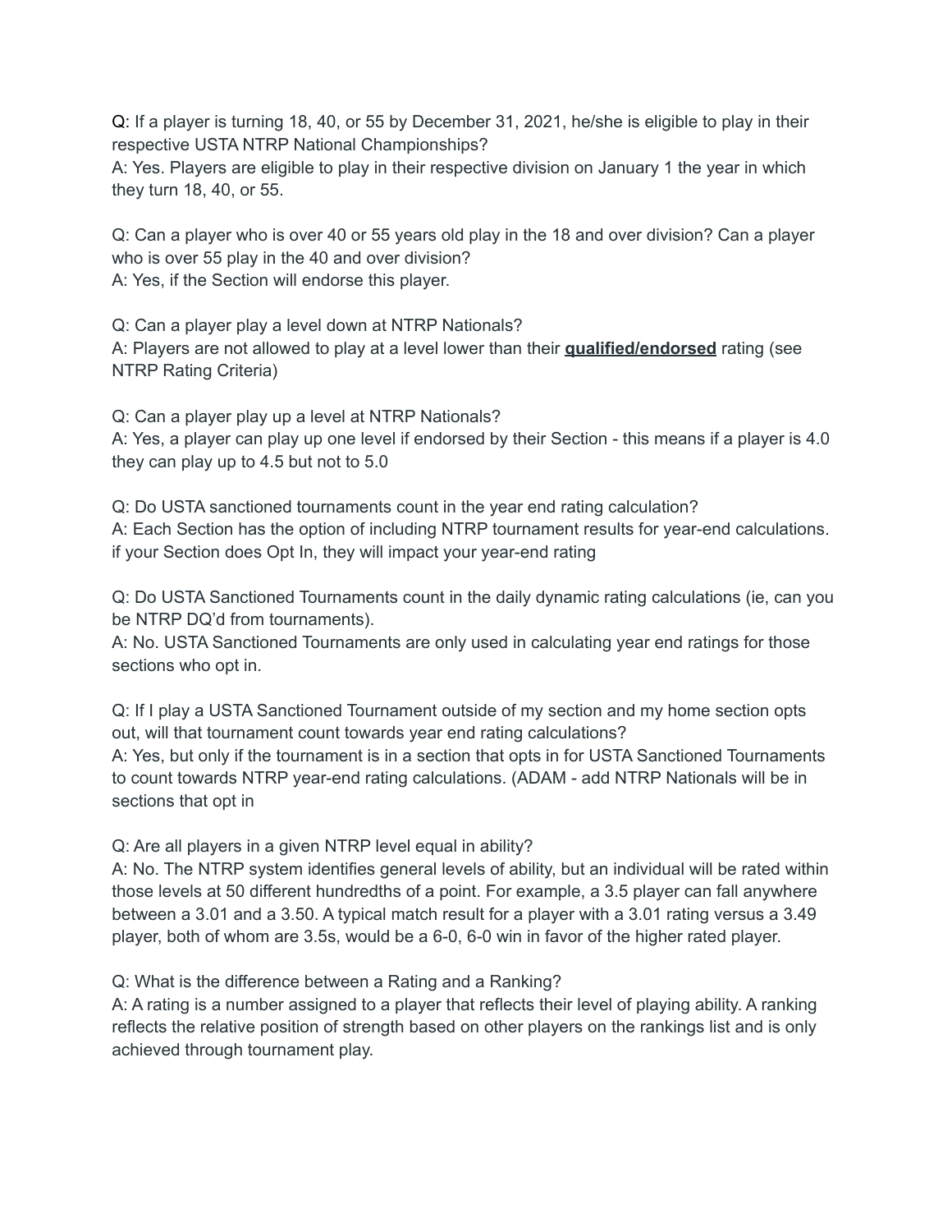Q: If a player is turning 18, 40, or 55 by December 31, 2021, he/she is eligible to play in their respective USTA NTRP National Championships?
A: Yes. Players are eligible to play in their respective division on January 1 the year in which they turn 18, 40, or 55.

Q: Can a player who is over 40 or 55 years old play in the 18 and over division? Can a player who is over 55 play in the 40 and over division?
A: Yes, if the Section will endorse this player.

Q: Can a player play a level down at NTRP Nationals?
A: Players are not allowed to play at a level lower than their **qualified/endorsed** rating (see NTRP Rating Criteria)

Q: Can a player play up a level at NTRP Nationals?
A: Yes, a player can play up one level if endorsed by their Section - this means if a player is 4.0 they can play up to 4.5 but not to 5.0

Q: Do USTA sanctioned tournaments count in the year end rating calculation?
A: Each Section has the option of including NTRP tournament results for year-end calculations. if your Section does Opt In, they will impact your year-end rating

Q: Do USTA Sanctioned Tournaments count in the daily dynamic rating calculations (ie, can you be NTRP DQ'd from tournaments).
A: No. USTA Sanctioned Tournaments are only used in calculating year end ratings for those sections who opt in.

Q: If I play a USTA Sanctioned Tournament outside of my section and my home section opts out, will that tournament count towards year end rating calculations?
A: Yes, but only if the tournament is in a section that opts in for USTA Sanctioned Tournaments to count towards NTRP year-end rating calculations. (ADAM - add NTRP Nationals will be in sections that opt in

Q: Are all players in a given NTRP level equal in ability?
A: No. The NTRP system identifies general levels of ability, but an individual will be rated within those levels at 50 different hundredths of a point. For example, a 3.5 player can fall anywhere between a 3.01 and a 3.50. A typical match result for a player with a 3.01 rating versus a 3.49 player, both of whom are 3.5s, would be a 6-0, 6-0 win in favor of the higher rated player.

Q: What is the difference between a Rating and a Ranking?
A: A rating is a number assigned to a player that reflects their level of playing ability. A ranking reflects the relative position of strength based on other players on the rankings list and is only achieved through tournament play.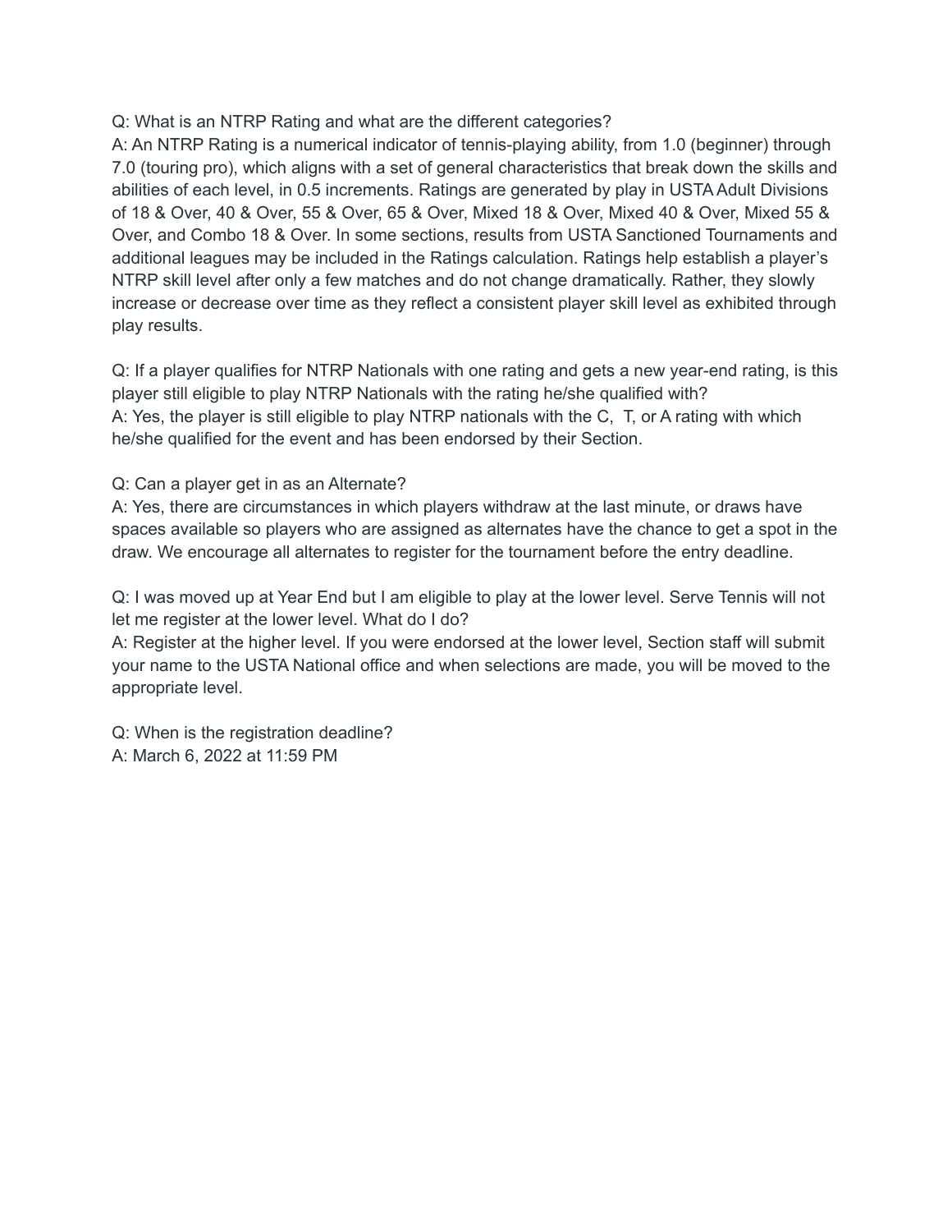Q: What is an NTRP Rating and what are the different categories?
A: An NTRP Rating is a numerical indicator of tennis-playing ability, from 1.0 (beginner) through 7.0 (touring pro), which aligns with a set of general characteristics that break down the skills and abilities of each level, in 0.5 increments. Ratings are generated by play in USTA Adult Divisions of 18 & Over, 40 & Over, 55 & Over, 65 & Over, Mixed 18 & Over, Mixed 40 & Over, Mixed 55 & Over, and Combo 18 & Over. In some sections, results from USTA Sanctioned Tournaments and additional leagues may be included in the Ratings calculation. Ratings help establish a player's NTRP skill level after only a few matches and do not change dramatically. Rather, they slowly increase or decrease over time as they reflect a consistent player skill level as exhibited through play results.

Q: If a player qualifies for NTRP Nationals with one rating and gets a new year-end rating, is this player still eligible to play NTRP Nationals with the rating he/she qualified with?
A: Yes, the player is still eligible to play NTRP nationals with the C, T, or A rating with which he/she qualified for the event and has been endorsed by their Section.

Q: Can a player get in as an Alternate?
A: Yes, there are circumstances in which players withdraw at the last minute, or draws have spaces available so players who are assigned as alternates have the chance to get a spot in the draw. We encourage all alternates to register for the tournament before the entry deadline.

Q: I was moved up at Year End but I am eligible to play at the lower level. Serve Tennis will not let me register at the lower level. What do I do?
A: Register at the higher level. If you were endorsed at the lower level, Section staff will submit your name to the USTA National office and when selections are made, you will be moved to the appropriate level.

Q: When is the registration deadline?
A: March 6, 2022 at 11:59 PM